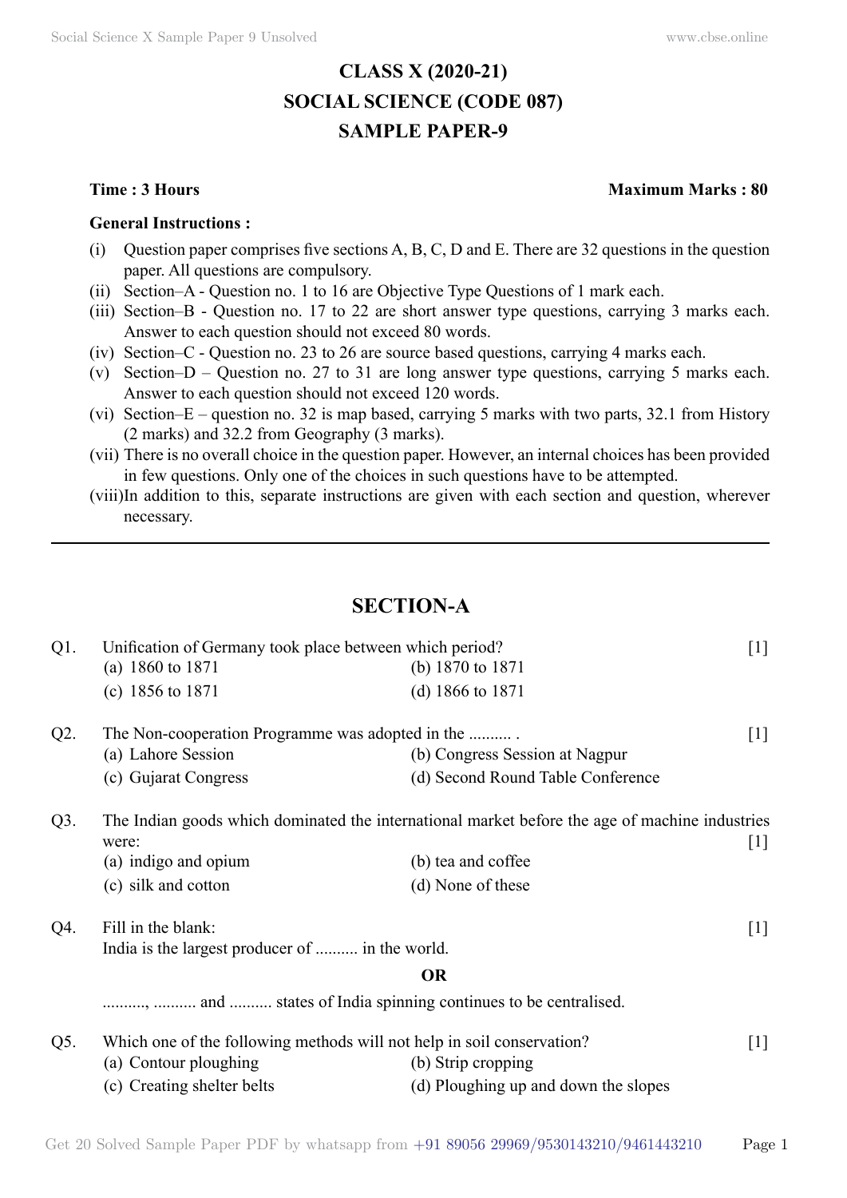# CLASS X (2020-21)
# SOCIAL SCIENCE (CODE 087)
# SAMPLE PAPER-9

**Time : 3 Hours** **Maximum Marks : 80**

**General Instructions :**

(i) Question paper comprises five sections A, B, C, D and E. There are 32 questions in the question paper. All questions are compulsory.

(ii) Section–A - Question no. 1 to 16 are Objective Type Questions of 1 mark each.

(iii) Section–B - Question no. 17 to 22 are short answer type questions, carrying 3 marks each. Answer to each question should not exceed 80 words.

(iv) Section–C - Question no. 23 to 26 are source based questions, carrying 4 marks each.

(v) Section–D – Question no. 27 to 31 are long answer type questions, carrying 5 marks each. Answer to each question should not exceed 120 words.

(vi) Section–E – question no. 32 is map based, carrying 5 marks with two parts, 32.1 from History (2 marks) and 32.2 from Geography (3 marks).

(vii) There is no overall choice in the question paper. However, an internal choices has been provided in few questions. Only one of the choices in such questions have to be attempted.

(viii) In addition to this, separate instructions are given with each section and question, wherever necessary.

---

## SECTION-A

Q1. Unification of Germany took place between which period? [1]

(a) 1860 to 1871
(b) 1870 to 1871
(c) 1856 to 1871
(d) 1866 to 1871

Q2. The Non-cooperation Programme was adopted in the .......... . [1]

(a) Lahore Session
(b) Congress Session at Nagpur
(c) Gujarat Congress
(d) Second Round Table Conference

Q3. The Indian goods which dominated the international market before the age of machine industries were: [1]

(a) indigo and opium
(b) tea and coffee
(c) silk and cotton
(d) None of these

Q4. Fill in the blank: [1]

India is the largest producer of .......... in the world.

**OR**

.........., .......... and .......... states of India spinning continues to be centralised.

Q5. Which one of the following methods will not help in soil conservation? [1]

(a) Contour ploughing
(b) Strip cropping
(c) Creating shelter belts
(d) Ploughing up and down the slopes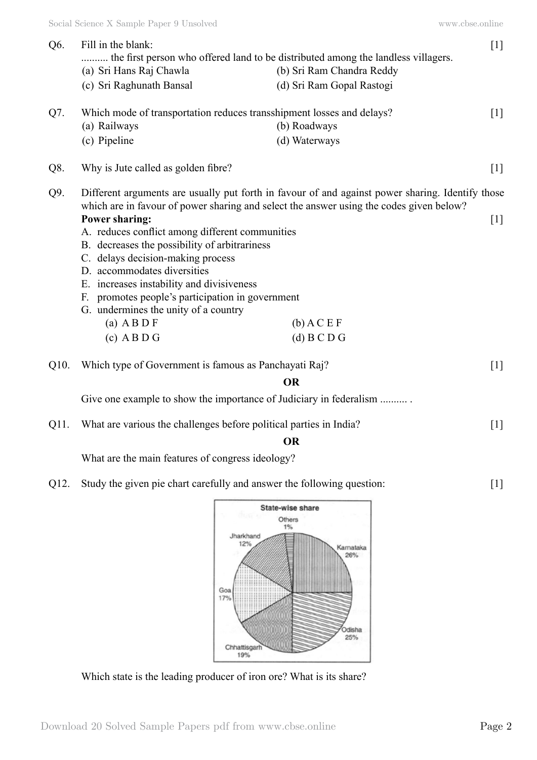Q6. Fill in the blank: [1]

.......... the first person who offered land to be distributed among the landless villagers.

(a) Sri Hans Raj Chawla (b) Sri Ram Chandra Reddy

(c) Sri Raghunath Bansal (d) Sri Ram Gopal Rastogi

Q7. Which mode of transportation reduces transshipment losses and delays? [1]

(a) Railways (b) Roadways

(c) Pipeline (d) Waterways

Q8. Why is Jute called as golden fibre? [1]

Q9. Different arguments are usually put forth in favour of and against power sharing. Identify those which are in favour of power sharing and select the answer using the codes given below?

**Power sharing:** [1]

A. reduces conflict among different communities
B. decreases the possibility of arbitrariness
C. delays decision-making process
D. accommodates diversities
E. increases instability and divisiveness
F. promotes people's participation in government
G. undermines the unity of a country

(a) A B D F (b) A C E F

(c) A B D G (d) B C D G

Q10. Which type of Government is famous as Panchayati Raj? [1]

**OR**

Give one example to show the importance of Judiciary in federalism .......... .

Q11. What are various the challenges before political parties in India? [1]

**OR**

What are the main features of congress ideology?

Q12. Study the given pie chart carefully and answer the following question: [1]

State-wise share

Others 1%

Jharkhand 12%

Karnataka 26%

Goa 17%

Odisha 25%

Chhattisgarh 19%

Which state is the leading producer of iron ore? What is its share?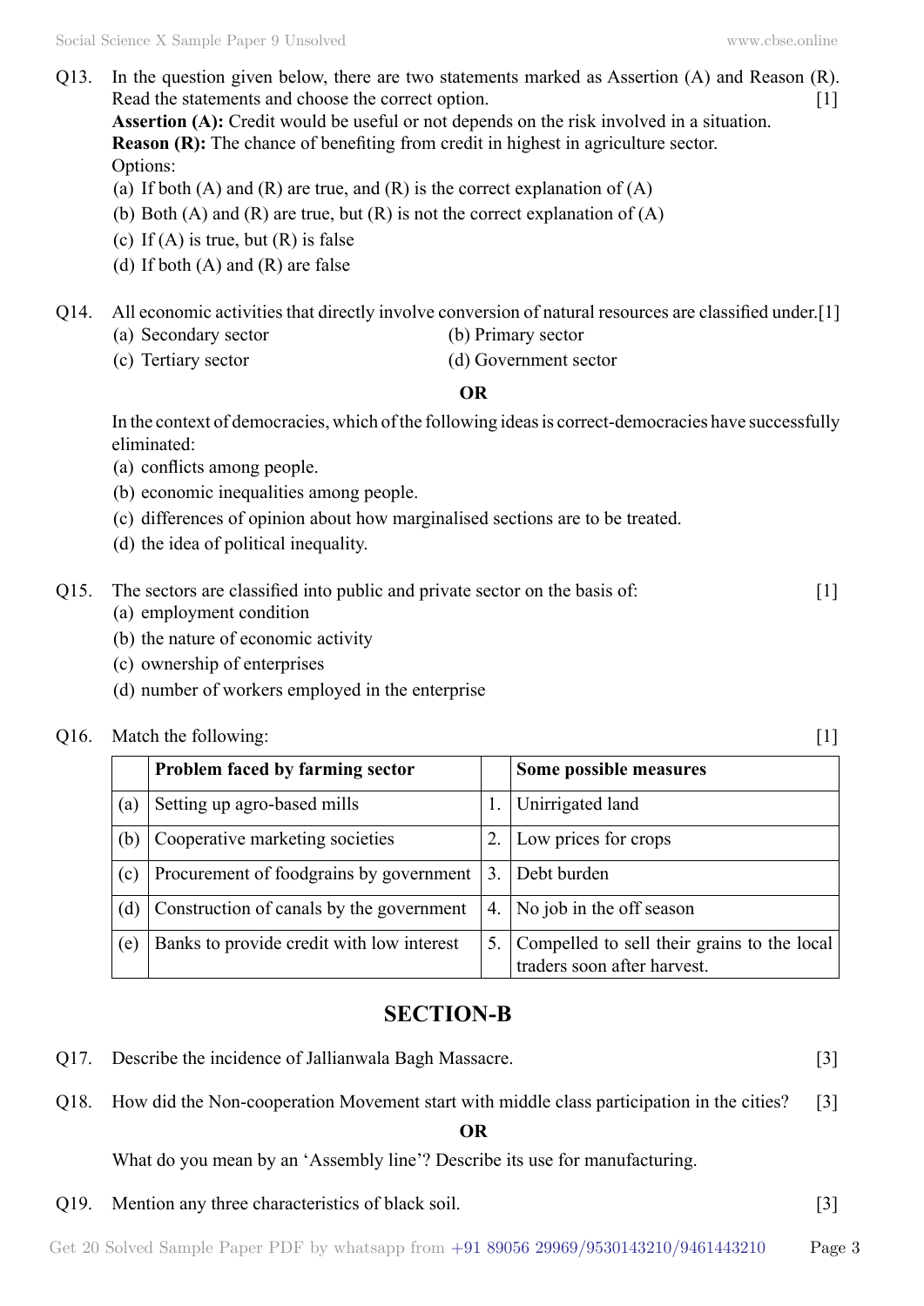Q13. In the question given below, there are two statements marked as Assertion (A) and Reason (R). Read the statements and choose the correct option. [1]

**Assertion (A):** Credit would be useful or not depends on the risk involved in a situation.

**Reason (R):** The chance of benefiting from credit in highest in agriculture sector.

Options:

(a) If both (A) and (R) are true, and (R) is the correct explanation of (A)

(b) Both (A) and (R) are true, but (R) is not the correct explanation of (A)

(c) If (A) is true, but (R) is false

(d) If both (A) and (R) are false

Q14. All economic activities that directly involve conversion of natural resources are classified under. [1]

(a) Secondary sector

(b) Primary sector

(c) Tertiary sector

(d) Government sector

**OR**

In the context of democracies, which of the following ideas is correct-democracies have successfully eliminated:

(a) conflicts among people.

(b) economic inequalities among people.

(c) differences of opinion about how marginalised sections are to be treated.

(d) the idea of political inequality.

Q15. The sectors are classified into public and private sector on the basis of: [1]

(a) employment condition

(b) the nature of economic activity

(c) ownership of enterprises

(d) number of workers employed in the enterprise

Q16. Match the following: [1]

| | Problem faced by farming sector | | Some possible measures |
|---|---|---|---|
| (a) | Setting up agro-based mills | 1. | Unirrigated land |
| (b) | Cooperative marketing societies | 2. | Low prices for crops |
| (c) | Procurement of foodgrains by government | 3. | Debt burden |
| (d) | Construction of canals by the government | 4. | No job in the off season |
| (e) | Banks to provide credit with low interest | 5. | Compelled to sell their grains to the local traders soon after harvest. |

## SECTION-B

Q17. Describe the incidence of Jallianwala Bagh Massacre. [3]

Q18. How did the Non-cooperation Movement start with middle class participation in the cities? [3]

**OR**

What do you mean by an 'Assembly line'? Describe its use for manufacturing.

Q19. Mention any three characteristics of black soil. [3]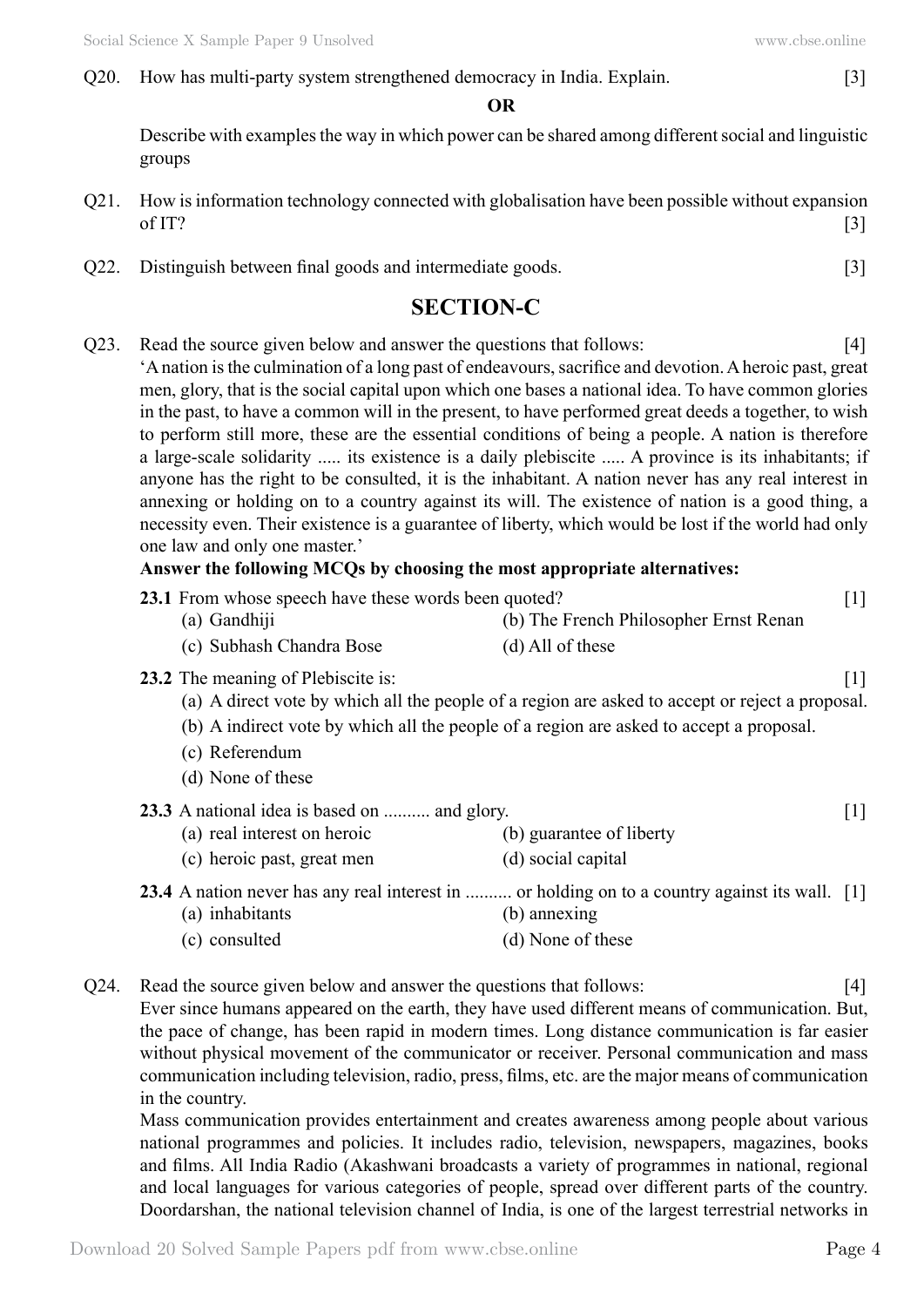Q20. How has multi-party system strengthened democracy in India. Explain. [3]

**OR**

Describe with examples the way in which power can be shared among different social and linguistic groups

Q21. How is information technology connected with globalisation have been possible without expansion of IT? [3]

Q22. Distinguish between final goods and intermediate goods. [3]

## SECTION-C

Q23. Read the source given below and answer the questions that follows: [4]

'A nation is the culmination of a long past of endeavours, sacrifice and devotion. A heroic past, great men, glory, that is the social capital upon which one bases a national idea. To have common glories in the past, to have a common will in the present, to have performed great deeds a together, to wish to perform still more, these are the essential conditions of being a people. A nation is therefore a large-scale solidarity ..... its existence is a daily plebiscite ..... A province is its inhabitants; if anyone has the right to be consulted, it is the inhabitant. A nation never has any real interest in annexing or holding on to a country against its will. The existence of nation is a good thing, a necessity even. Their existence is a guarantee of liberty, which would be lost if the world had only one law and only one master.'

**Answer the following MCQs by choosing the most appropriate alternatives:**

**23.1** From whose speech have these words been quoted? [1]

(a) Gandhiji
(b) The French Philosopher Ernst Renan
(c) Subhash Chandra Bose
(d) All of these

**23.2** The meaning of Plebiscite is: [1]

(a) A direct vote by which all the people of a region are asked to accept or reject a proposal.
(b) A indirect vote by which all the people of a region are asked to accept a proposal.
(c) Referendum
(d) None of these

**23.3** A national idea is based on .......... and glory. [1]

(a) real interest on heroic
(b) guarantee of liberty
(c) heroic past, great men
(d) social capital

**23.4** A nation never has any real interest in .......... or holding on to a country against its wall. [1]

(a) inhabitants
(b) annexing
(c) consulted
(d) None of these

Q24. Read the source given below and answer the questions that follows: [4]

Ever since humans appeared on the earth, they have used different means of communication. But, the pace of change, has been rapid in modern times. Long distance communication is far easier without physical movement of the communicator or receiver. Personal communication and mass communication including television, radio, press, films, etc. are the major means of communication in the country.

Mass communication provides entertainment and creates awareness among people about various national programmes and policies. It includes radio, television, newspapers, magazines, books and films. All India Radio (Akashwani broadcasts a variety of programmes in national, regional and local languages for various categories of people, spread over different parts of the country. Doordarshan, the national television channel of India, is one of the largest terrestrial networks in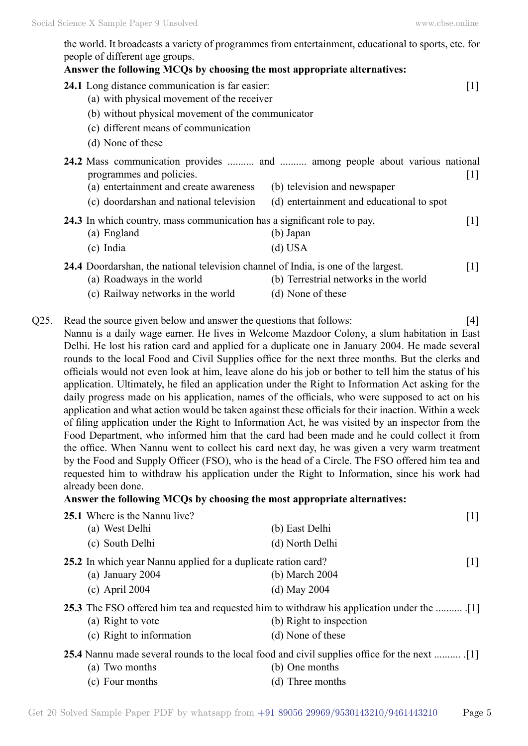the world. It broadcasts a variety of programmes from entertainment, educational to sports, etc. for people of different age groups.

**Answer the following MCQs by choosing the most appropriate alternatives:**

**24.1** Long distance communication is far easier: [1]

(a) with physical movement of the receiver

(b) without physical movement of the communicator

(c) different means of communication

(d) None of these

**24.2** Mass communication provides .......... and .......... among people about various national programmes and policies. [1]

(a) entertainment and create awareness
(b) television and newspaper
(c) doordarshan and national television
(d) entertainment and educational to spot

**24.3** In which country, mass communication has a significant role to pay, [1]

(a) England
(b) Japan
(c) India
(d) USA

**24.4** Doordarshan, the national television channel of India, is one of the largest. [1]

(a) Roadways in the world
(b) Terrestrial networks in the world
(c) Railway networks in the world
(d) None of these

Q25. Read the source given below and answer the questions that follows: [4]

Nannu is a daily wage earner. He lives in Welcome Mazdoor Colony, a slum habitation in East Delhi. He lost his ration card and applied for a duplicate one in January 2004. He made several rounds to the local Food and Civil Supplies office for the next three months. But the clerks and officials would not even look at him, leave alone do his job or bother to tell him the status of his application. Ultimately, he filed an application under the Right to Information Act asking for the daily progress made on his application, names of the officials, who were supposed to act on his application and what action would be taken against these officials for their inaction. Within a week of filing application under the Right to Information Act, he was visited by an inspector from the Food Department, who informed him that the card had been made and he could collect it from the office. When Nannu went to collect his card next day, he was given a very warm treatment by the Food and Supply Officer (FSO), who is the head of a Circle. The FSO offered him tea and requested him to withdraw his application under the Right to Information, since his work had already been done.

**Answer the following MCQs by choosing the most appropriate alternatives:**

**25.1** Where is the Nannu live? [1]

(a) West Delhi
(b) East Delhi
(c) South Delhi
(d) North Delhi

**25.2** In which year Nannu applied for a duplicate ration card? [1]

(a) January 2004
(b) March 2004
(c) April 2004
(d) May 2004

**25.3** The FSO offered him tea and requested him to withdraw his application under the .......... .[1]

(a) Right to vote
(b) Right to inspection
(c) Right to information
(d) None of these

**25.4** Nannu made several rounds to the local food and civil supplies office for the next .......... .[1]

(a) Two months
(b) One months
(c) Four months
(d) Three months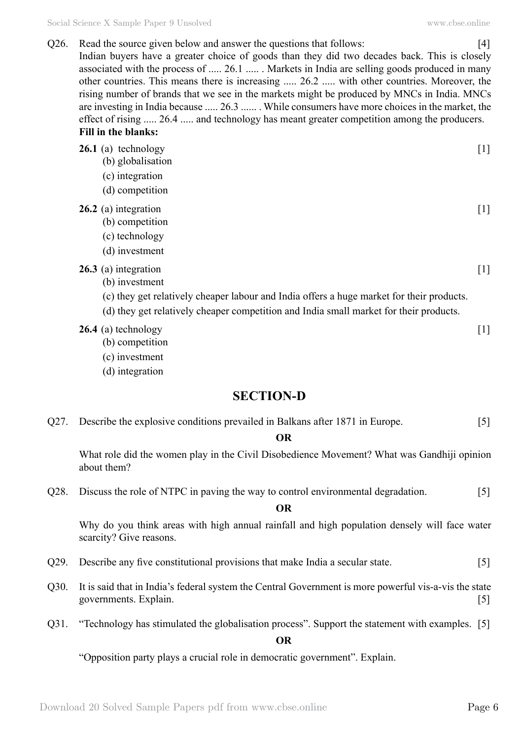Q26. Read the source given below and answer the questions that follows: [4]

Indian buyers have a greater choice of goods than they did two decades back. This is closely associated with the process of ..... 26.1 ..... . Markets in India are selling goods produced in many other countries. This means there is increasing ..... 26.2 ..... with other countries. Moreover, the rising number of brands that we see in the markets might be produced by MNCs in India. MNCs are investing in India because ..... 26.3 ...... . While consumers have more choices in the market, the effect of rising ..... 26.4 ..... and technology has meant greater competition among the producers.

**Fill in the blanks:**

**26.1** (a) technology [1]
(b) globalisation
(c) integration
(d) competition

**26.2** (a) integration [1]
(b) competition
(c) technology
(d) investment

**26.3** (a) integration [1]
(b) investment
(c) they get relatively cheaper labour and India offers a huge market for their products.
(d) they get relatively cheaper competition and India small market for their products.

**26.4** (a) technology [1]
(b) competition
(c) investment
(d) integration

## SECTION-D

Q27. Describe the explosive conditions prevailed in Balkans after 1871 in Europe. [5]

**OR**

What role did the women play in the Civil Disobedience Movement? What was Gandhiji opinion about them?

Q28. Discuss the role of NTPC in paving the way to control environmental degradation. [5]

**OR**

Why do you think areas with high annual rainfall and high population densely will face water scarcity? Give reasons.

Q29. Describe any five constitutional provisions that make India a secular state. [5]

Q30. It is said that in India's federal system the Central Government is more powerful vis-a-vis the state governments. Explain. [5]

Q31. "Technology has stimulated the globalisation process". Support the statement with examples. [5]

**OR**

"Opposition party plays a crucial role in democratic government". Explain.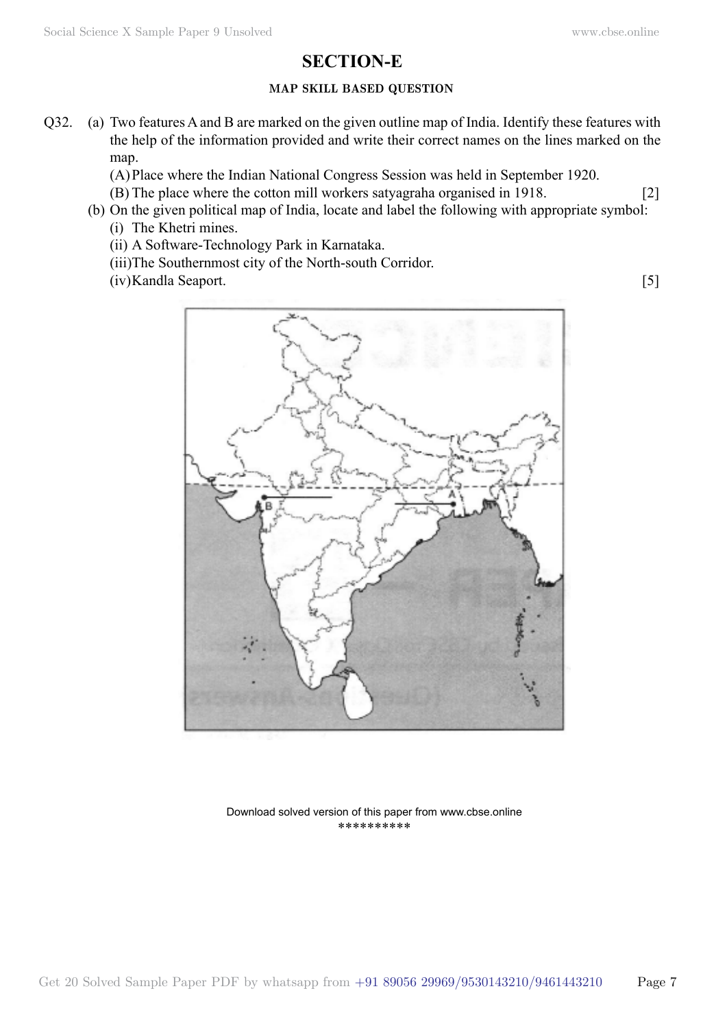## SECTION-E

### MAP SKILL BASED QUESTION

Q32. (a) Two features A and B are marked on the given outline map of India. Identify these features with the help of the information provided and write their correct names on the lines marked on the map.

(A) Place where the Indian National Congress Session was held in September 1920.

(B) The place where the cotton mill workers satyagraha organised in 1918. [2]

(b) On the given political map of India, locate and label the following with appropriate symbol:

(i) The Khetri mines.

(ii) A Software-Technology Park in Karnataka.

(iii) The Southernmost city of the North-south Corridor.

(iv) Kandla Seaport. [5]

Download solved version of this paper from www.cbse.online

**********